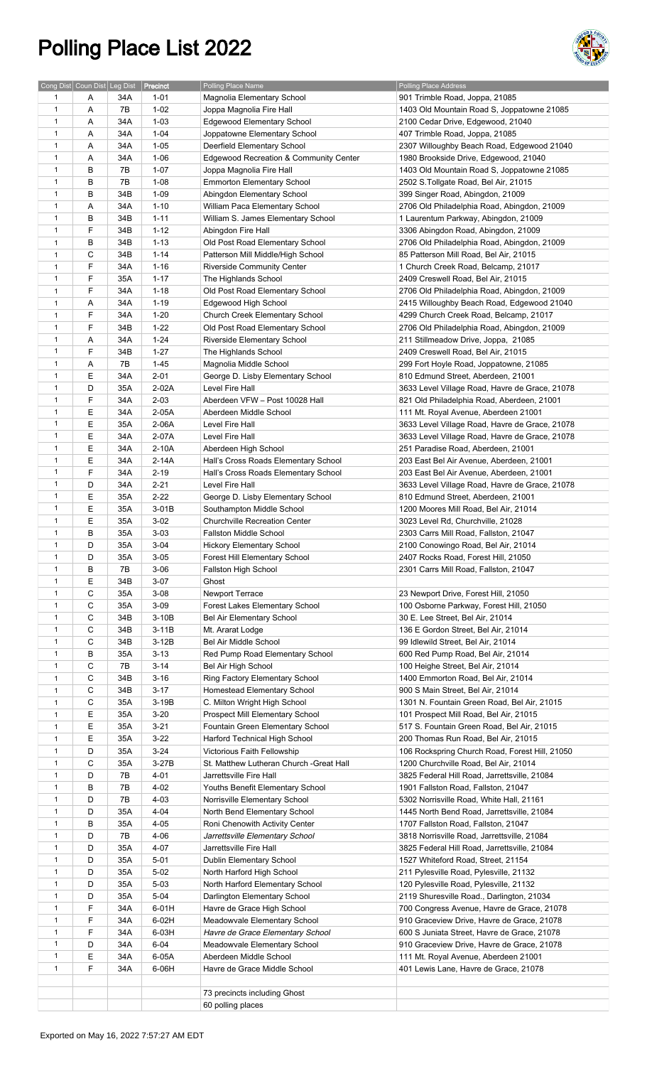# Polling Place List 2022

| Cong Dist | Coun Dist | Leg Dist | Precinct | Polling Place Name | Polling Place Address |
|---|---|---|---|---|---|
| 1 | A | 34A | 1-01 | Magnolia Elementary School | 901 Trimble Road, Joppa, 21085 |
| 1 | A | 7B | 1-02 | Joppa Magnolia Fire Hall | 1403 Old Mountain Road S, Joppatowne 21085 |
| 1 | A | 34A | 1-03 | Edgewood Elementary School | 2100 Cedar Drive, Edgewood, 21040 |
| 1 | A | 34A | 1-04 | Joppatowne Elementary School | 407 Trimble Road, Joppa, 21085 |
| 1 | A | 34A | 1-05 | Deerfield Elementary School | 2307 Willoughby Beach Road, Edgewood 21040 |
| 1 | A | 34A | 1-06 | Edgewood Recreation & Community Center | 1980 Brookside Drive, Edgewood, 21040 |
| 1 | B | 7B | 1-07 | Joppa Magnolia Fire Hall | 1403 Old Mountain Road S, Joppatowne 21085 |
| 1 | B | 7B | 1-08 | Emmorton Elementary School | 2502 S.Tollgate Road, Bel Air, 21015 |
| 1 | B | 34B | 1-09 | Abingdon Elementary School | 399 Singer Road, Abingdon, 21009 |
| 1 | A | 34A | 1-10 | William Paca Elementary School | 2706 Old Philadelphia Road, Abingdon, 21009 |
| 1 | B | 34B | 1-11 | William S. James Elementary School | 1 Laurentum Parkway, Abingdon, 21009 |
| 1 | F | 34B | 1-12 | Abingdon Fire Hall | 3306 Abingdon Road, Abingdon, 21009 |
| 1 | B | 34B | 1-13 | Old Post Road Elementary School | 2706 Old Philadelphia Road, Abingdon, 21009 |
| 1 | C | 34B | 1-14 | Patterson Mill Middle/High School | 85 Patterson Mill Road, Bel Air, 21015 |
| 1 | F | 34A | 1-16 | Riverside Community Center | 1 Church Creek Road, Belcamp, 21017 |
| 1 | F | 35A | 1-17 | The Highlands School | 2409 Creswell Road, Bel Air, 21015 |
| 1 | F | 34A | 1-18 | Old Post Road Elementary School | 2706 Old Philadelphia Road, Abingdon, 21009 |
| 1 | A | 34A | 1-19 | Edgewood High School | 2415 Willoughby Beach Road, Edgewood 21040 |
| 1 | F | 34A | 1-20 | Church Creek Elementary School | 4299 Church Creek Road, Belcamp, 21017 |
| 1 | F | 34B | 1-22 | Old Post Road Elementary School | 2706 Old Philadelphia Road, Abingdon, 21009 |
| 1 | A | 34A | 1-24 | Riverside Elementary School | 211 Stillmeadow Drive, Joppa, 21085 |
| 1 | F | 34B | 1-27 | The Highlands School | 2409 Creswell Road, Bel Air, 21015 |
| 1 | A | 7B | 1-45 | Magnolia Middle School | 299 Fort Hoyle Road, Joppatowne, 21085 |
| 1 | E | 34A | 2-01 | George D. Lisby Elementary School | 810 Edmund Street, Aberdeen, 21001 |
| 1 | D | 35A | 2-02A | Level Fire Hall | 3633 Level Village Road, Havre de Grace, 21078 |
| 1 | F | 34A | 2-03 | Aberdeen VFW – Post 10028 Hall | 821 Old Philadelphia Road, Aberdeen, 21001 |
| 1 | E | 34A | 2-05A | Aberdeen Middle School | 111 Mt. Royal Avenue, Aberdeen 21001 |
| 1 | E | 35A | 2-06A | Level Fire Hall | 3633 Level Village Road, Havre de Grace, 21078 |
| 1 | E | 34A | 2-07A | Level Fire Hall | 3633 Level Village Road, Havre de Grace, 21078 |
| 1 | E | 34A | 2-10A | Aberdeen High School | 251 Paradise Road, Aberdeen, 21001 |
| 1 | E | 34A | 2-14A | Hall's Cross Roads Elementary School | 203 East Bel Air Avenue, Aberdeen, 21001 |
| 1 | F | 34A | 2-19 | Hall's Cross Roads Elementary School | 203 East Bel Air Avenue, Aberdeen, 21001 |
| 1 | D | 34A | 2-21 | Level Fire Hall | 3633 Level Village Road, Havre de Grace, 21078 |
| 1 | E | 35A | 2-22 | George D. Lisby Elementary School | 810 Edmund Street, Aberdeen, 21001 |
| 1 | E | 35A | 3-01B | Southampton Middle School | 1200 Moores Mill Road, Bel Air, 21014 |
| 1 | E | 35A | 3-02 | Churchville Recreation Center | 3023 Level Rd, Churchville, 21028 |
| 1 | B | 35A | 3-03 | Fallston Middle School | 2303 Carrs Mill Road, Fallston, 21047 |
| 1 | D | 35A | 3-04 | Hickory Elementary School | 2100 Conowingo Road, Bel Air, 21014 |
| 1 | D | 35A | 3-05 | Forest Hill Elementary School | 2407 Rocks Road, Forest Hill, 21050 |
| 1 | B | 7B | 3-06 | Fallston High School | 2301 Carrs Mill Road, Fallston, 21047 |
| 1 | E | 34B | 3-07 | Ghost | |
| 1 | C | 35A | 3-08 | Newport Terrace | 23 Newport Drive, Forest Hill, 21050 |
| 1 | C | 35A | 3-09 | Forest Lakes Elementary School | 100 Osborne Parkway, Forest Hill, 21050 |
| 1 | C | 34B | 3-10B | Bel Air Elementary School | 30 E. Lee Street, Bel Air, 21014 |
| 1 | C | 34B | 3-11B | Mt. Ararat Lodge | 136 E Gordon Street, Bel Air, 21014 |
| 1 | C | 34B | 3-12B | Bel Air Middle School | 99 Idlewild Street, Bel Air, 21014 |
| 1 | B | 35A | 3-13 | Red Pump Road Elementary School | 600 Red Pump Road, Bel Air, 21014 |
| 1 | C | 7B | 3-14 | Bel Air High School | 100 Heighe Street, Bel Air, 21014 |
| 1 | C | 34B | 3-16 | Ring Factory Elementary School | 1400 Emmorton Road, Bel Air, 21014 |
| 1 | C | 34B | 3-17 | Homestead Elementary School | 900 S Main Street, Bel Air, 21014 |
| 1 | C | 35A | 3-19B | C. Milton Wright High School | 1301 N. Fountain Green Road, Bel Air, 21015 |
| 1 | E | 35A | 3-20 | Prospect Mill Elementary School | 101 Prospect Mill Road, Bel Air, 21015 |
| 1 | E | 35A | 3-21 | Fountain Green Elementary School | 517 S. Fountain Green Road, Bel Air, 21015 |
| 1 | E | 35A | 3-22 | Harford Technical High School | 200 Thomas Run Road, Bel Air, 21015 |
| 1 | D | 35A | 3-24 | Victorious Faith Fellowship | 106 Rockspring Church Road, Forest Hill, 21050 |
| 1 | C | 35A | 3-27B | St. Matthew Lutheran Church -Great Hall | 1200 Churchville Road, Bel Air, 21014 |
| 1 | D | 7B | 4-01 | Jarrettsville Fire Hall | 3825 Federal Hill Road, Jarrettsville, 21084 |
| 1 | B | 7B | 4-02 | Youths Benefit Elementary School | 1901 Fallston Road, Fallston, 21047 |
| 1 | D | 7B | 4-03 | Norrisville Elementary School | 5302 Norrisville Road, White Hall, 21161 |
| 1 | D | 35A | 4-04 | North Bend Elementary School | 1445 North Bend Road, Jarrettsville, 21084 |
| 1 | B | 35A | 4-05 | Roni Chenowith Activity Center | 1707 Fallston Road, Fallston, 21047 |
| 1 | D | 7B | 4-06 | *Jarrettsville Elementary School* | 3818 Norrisville Road, Jarrettsville, 21084 |
| 1 | D | 35A | 4-07 | Jarrettsville Fire Hall | 3825 Federal Hill Road, Jarrettsville, 21084 |
| 1 | D | 35A | 5-01 | Dublin Elementary School | 1527 Whiteford Road, Street, 21154 |
| 1 | D | 35A | 5-02 | North Harford High School | 211 Pylesville Road, Pylesville, 21132 |
| 1 | D | 35A | 5-03 | North Harford Elementary School | 120 Pylesville Road, Pylesville, 21132 |
| 1 | D | 35A | 5-04 | Darlington Elementary School | 2119 Shuresville Road., Darlington, 21034 |
| 1 | F | 34A | 6-01H | Havre de Grace High School | 700 Congress Avenue, Havre de Grace, 21078 |
| 1 | F | 34A | 6-02H | Meadowvale Elementary School | 910 Graceview Drive, Havre de Grace, 21078 |
| 1 | F | 34A | 6-03H | *Havre de Grace Elementary School* | 600 S Juniata Street, Havre de Grace, 21078 |
| 1 | D | 34A | 6-04 | Meadowvale Elementary School | 910 Graceview Drive, Havre de Grace, 21078 |
| 1 | E | 34A | 6-05A | Aberdeen Middle School | 111 Mt. Royal Avenue, Aberdeen 21001 |
| 1 | F | 34A | 6-06H | Havre de Grace Middle School | 401 Lewis Lane, Havre de Grace, 21078 |
| | | | | | |
| | | | | 73 precincts including Ghost | |
| | | | | 60 polling places | |

Exported on May 16, 2022 7:57:27 AM EDT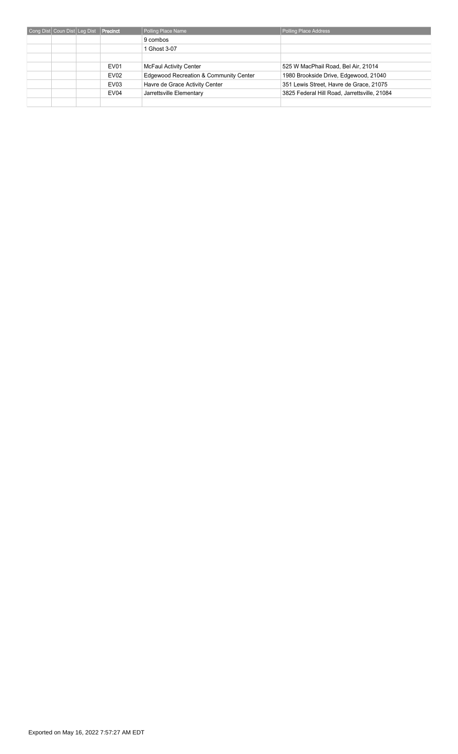| Cong Dist | Coun Dist | Leg Dist | Precinct | Polling Place Name | Polling Place Address |
|---|---|---|---|---|---|
| | | | | 9 combos | |
| | | | | 1 Ghost 3-07 | |
| | | | | | |
| | | | EV01 | McFaul Activity Center | 525 W MacPhail Road, Bel Air, 21014 |
| | | | EV02 | Edgewood Recreation & Community Center | 1980 Brookside Drive, Edgewood, 21040 |
| | | | EV03 | Havre de Grace Activity Center | 351 Lewis Street, Havre de Grace, 21075 |
| | | | EV04 | Jarrettsville Elementary | 3825 Federal Hill Road, Jarrettsville, 21084 |
| | | | | | |

Exported on May 16, 2022 7:57:27 AM EDT